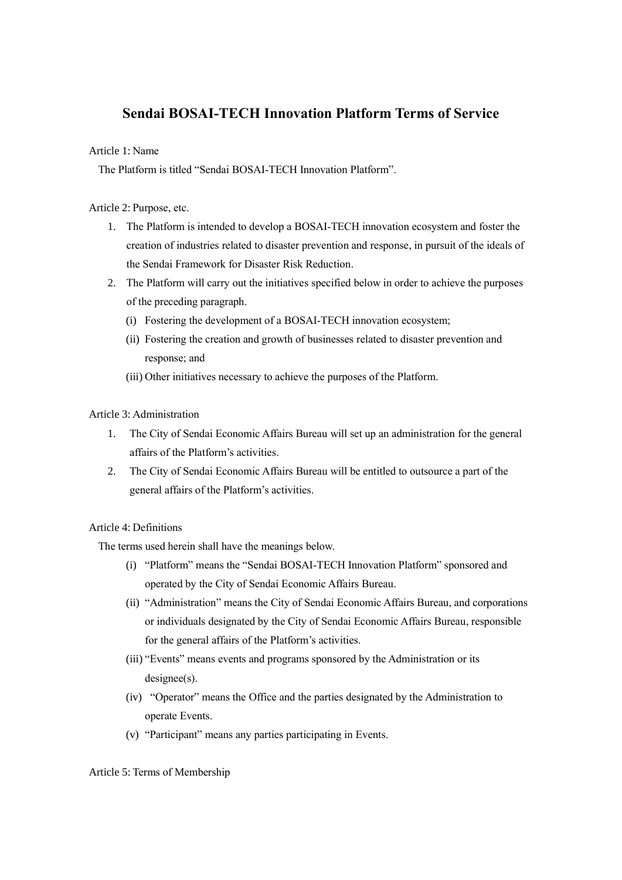# Sendai BOSAI-TECH Innovation Platform Terms of Service

Article 1: Name

The Platform is titled "Sendai BOSAI-TECH Innovation Platform".

Article 2: Purpose, etc.

1. The Platform is intended to develop a BOSAI-TECH innovation ecosystem and foster the creation of industries related to disaster prevention and response, in pursuit of the ideals of the Sendai Framework for Disaster Risk Reduction.
2. The Platform will carry out the initiatives specified below in order to achieve the purposes of the preceding paragraph.
   - (i) Fostering the development of a BOSAI-TECH innovation ecosystem;
   - (ii) Fostering the creation and growth of businesses related to disaster prevention and response; and
   - (iii) Other initiatives necessary to achieve the purposes of the Platform.

Article 3: Administration

1. The City of Sendai Economic Affairs Bureau will set up an administration for the general affairs of the Platform's activities.
2. The City of Sendai Economic Affairs Bureau will be entitled to outsource a part of the general affairs of the Platform's activities.

Article 4: Definitions

The terms used herein shall have the meanings below.

- (i) "Platform" means the "Sendai BOSAI-TECH Innovation Platform" sponsored and operated by the City of Sendai Economic Affairs Bureau.
- (ii) "Administration" means the City of Sendai Economic Affairs Bureau, and corporations or individuals designated by the City of Sendai Economic Affairs Bureau, responsible for the general affairs of the Platform's activities.
- (iii) "Events" means events and programs sponsored by the Administration or its designee(s).
- (iv) "Operator" means the Office and the parties designated by the Administration to operate Events.
- (v) "Participant" means any parties participating in Events.

Article 5: Terms of Membership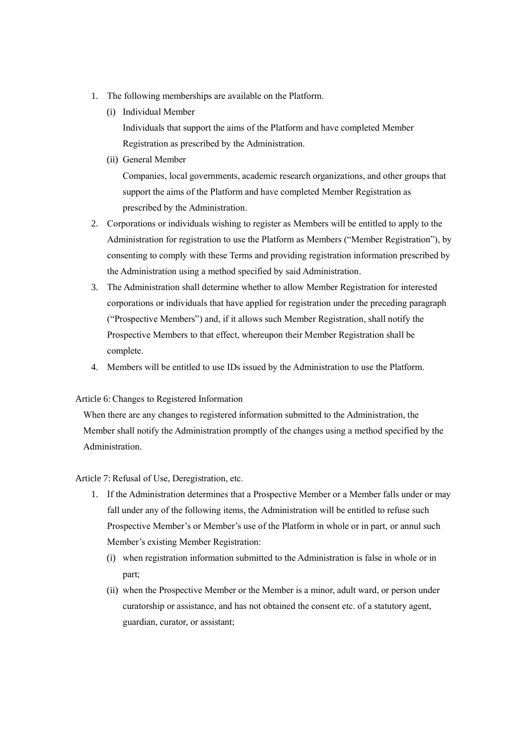1. The following memberships are available on the Platform.
   (i) Individual Member
   Individuals that support the aims of the Platform and have completed Member Registration as prescribed by the Administration.
   (ii) General Member
   Companies, local governments, academic research organizations, and other groups that support the aims of the Platform and have completed Member Registration as prescribed by the Administration.
2. Corporations or individuals wishing to register as Members will be entitled to apply to the Administration for registration to use the Platform as Members ("Member Registration"), by consenting to comply with these Terms and providing registration information prescribed by the Administration using a method specified by said Administration.
3. The Administration shall determine whether to allow Member Registration for interested corporations or individuals that have applied for registration under the preceding paragraph ("Prospective Members") and, if it allows such Member Registration, shall notify the Prospective Members to that effect, whereupon their Member Registration shall be complete.
4. Members will be entitled to use IDs issued by the Administration to use the Platform.

Article 6: Changes to Registered Information

When there are any changes to registered information submitted to the Administration, the Member shall notify the Administration promptly of the changes using a method specified by the Administration.

Article 7: Refusal of Use, Deregistration, etc.

1. If the Administration determines that a Prospective Member or a Member falls under or may fall under any of the following items, the Administration will be entitled to refuse such Prospective Member's or Member's use of the Platform in whole or in part, or annul such Member's existing Member Registration:
   (i) when registration information submitted to the Administration is false in whole or in part;
   (ii) when the Prospective Member or the Member is a minor, adult ward, or person under curatorship or assistance, and has not obtained the consent etc. of a statutory agent, guardian, curator, or assistant;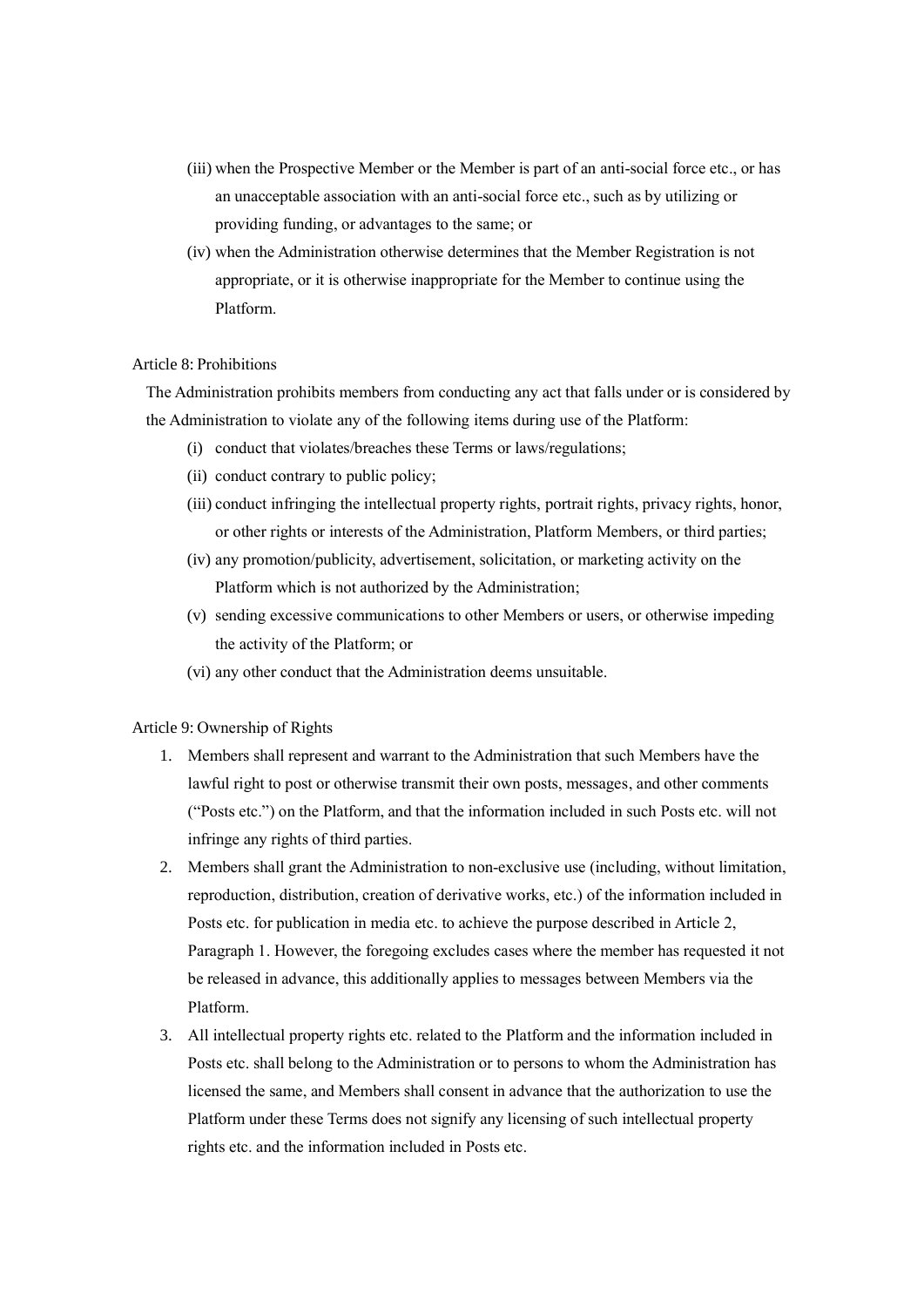(iii) when the Prospective Member or the Member is part of an anti-social force etc., or has an unacceptable association with an anti-social force etc., such as by utilizing or providing funding, or advantages to the same; or

(iv) when the Administration otherwise determines that the Member Registration is not appropriate, or it is otherwise inappropriate for the Member to continue using the Platform.

Article 8: Prohibitions

The Administration prohibits members from conducting any act that falls under or is considered by the Administration to violate any of the following items during use of the Platform:

(i) conduct that violates/breaches these Terms or laws/regulations;

(ii) conduct contrary to public policy;

(iii) conduct infringing the intellectual property rights, portrait rights, privacy rights, honor, or other rights or interests of the Administration, Platform Members, or third parties;

(iv) any promotion/publicity, advertisement, solicitation, or marketing activity on the Platform which is not authorized by the Administration;

(v) sending excessive communications to other Members or users, or otherwise impeding the activity of the Platform; or

(vi) any other conduct that the Administration deems unsuitable.

Article 9: Ownership of Rights

1. Members shall represent and warrant to the Administration that such Members have the lawful right to post or otherwise transmit their own posts, messages, and other comments ("Posts etc.") on the Platform, and that the information included in such Posts etc. will not infringe any rights of third parties.
2. Members shall grant the Administration to non-exclusive use (including, without limitation, reproduction, distribution, creation of derivative works, etc.) of the information included in Posts etc. for publication in media etc. to achieve the purpose described in Article 2, Paragraph 1. However, the foregoing excludes cases where the member has requested it not be released in advance, this additionally applies to messages between Members via the Platform.
3. All intellectual property rights etc. related to the Platform and the information included in Posts etc. shall belong to the Administration or to persons to whom the Administration has licensed the same, and Members shall consent in advance that the authorization to use the Platform under these Terms does not signify any licensing of such intellectual property rights etc. and the information included in Posts etc.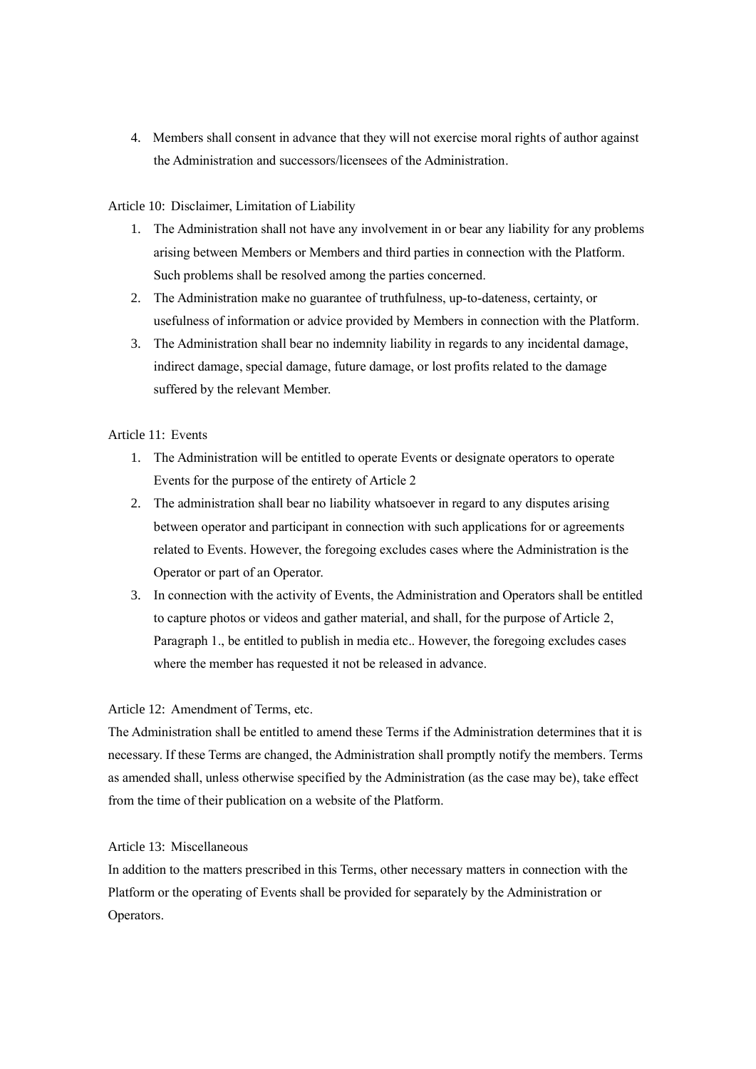4. Members shall consent in advance that they will not exercise moral rights of author against the Administration and successors/licensees of the Administration.

Article 10: Disclaimer, Limitation of Liability

1. The Administration shall not have any involvement in or bear any liability for any problems arising between Members or Members and third parties in connection with the Platform. Such problems shall be resolved among the parties concerned.
2. The Administration make no guarantee of truthfulness, up-to-dateness, certainty, or usefulness of information or advice provided by Members in connection with the Platform.
3. The Administration shall bear no indemnity liability in regards to any incidental damage, indirect damage, special damage, future damage, or lost profits related to the damage suffered by the relevant Member.

Article 11: Events

1. The Administration will be entitled to operate Events or designate operators to operate Events for the purpose of the entirety of Article 2
2. The administration shall bear no liability whatsoever in regard to any disputes arising between operator and participant in connection with such applications for or agreements related to Events. However, the foregoing excludes cases where the Administration is the Operator or part of an Operator.
3. In connection with the activity of Events, the Administration and Operators shall be entitled to capture photos or videos and gather material, and shall, for the purpose of Article 2, Paragraph 1., be entitled to publish in media etc.. However, the foregoing excludes cases where the member has requested it not be released in advance.

Article 12: Amendment of Terms, etc.

The Administration shall be entitled to amend these Terms if the Administration determines that it is necessary. If these Terms are changed, the Administration shall promptly notify the members. Terms as amended shall, unless otherwise specified by the Administration (as the case may be), take effect from the time of their publication on a website of the Platform.

Article 13: Miscellaneous

In addition to the matters prescribed in this Terms, other necessary matters in connection with the Platform or the operating of Events shall be provided for separately by the Administration or Operators.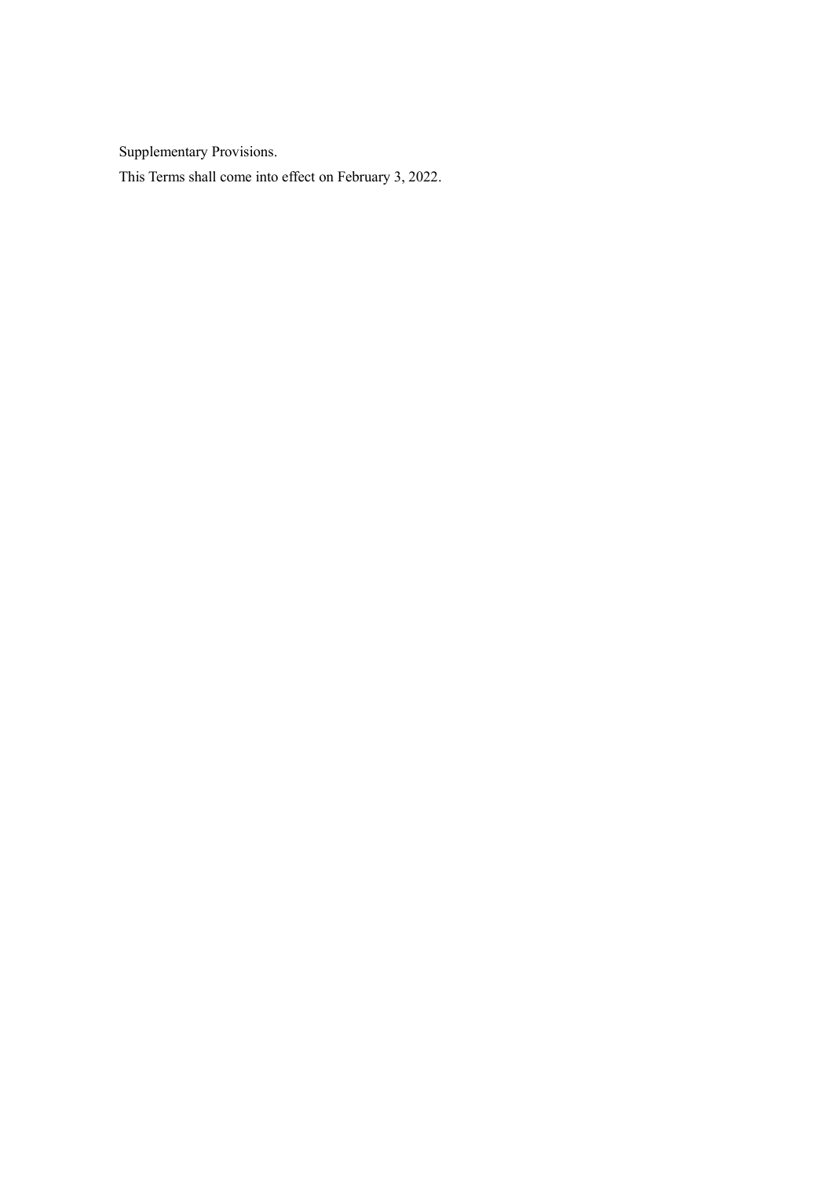Supplementary Provisions.

This Terms shall come into effect on February 3, 2022.